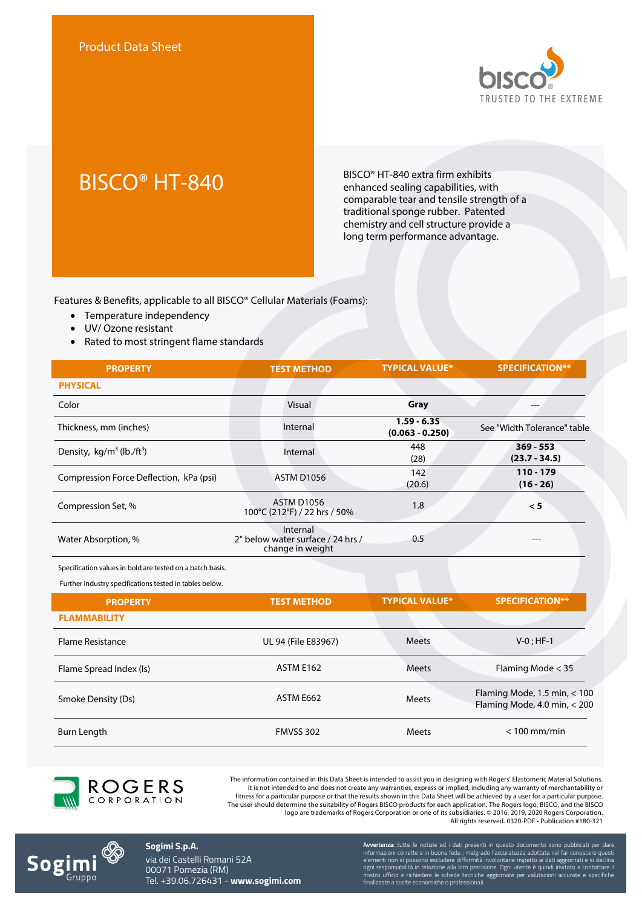Product Data Sheet

bisco — TRUSTED TO THE EXTREME

# BISCO® HT-840

BISCO® HT-840 extra firm exhibits enhanced sealing capabilities, with comparable tear and tensile strength of a traditional sponge rubber. Patented chemistry and cell structure provide a long term performance advantage.

Features & Benefits, applicable to all BISCO® Cellular Materials (Foams):

- Temperature independency
- UV/ Ozone resistant
- Rated to most stringent flame standards

| PROPERTY | TEST METHOD | TYPICAL VALUE* | SPECIFICATION** |
|---|---|---|---|
| **PHYSICAL** | | | |
| Color | Visual | **Gray** | --- |
| Thickness, mm (inches) | Internal | **1.59 - 6.35 (0.063 - 0.250)** | See "Width Tolerance" table |
| Density, kg/m$^3$ (lb./ft$^3$) | Internal | 448 (28) | **369 - 553 (23.7 - 34.5)** |
| Compression Force Deflection, kPa (psi) | ASTM D1056 | 142 (20.6) | **110 - 179 (16 - 26)** |
| Compression Set, % | ASTM D1056 100°C (212°F) / 22 hrs / 50% | 1.8 | **< 5** |
| Water Absorption, % | Internal 2" below water surface / 24 hrs / change in weight | 0.5 | --- |

Specification values in bold are tested on a batch basis.

Further industry specifications tested in tables below.

| PROPERTY | TEST METHOD | TYPICAL VALUE* | SPECIFICATION** |
|---|---|---|---|
| **FLAMMABILITY** | | | |
| Flame Resistance | UL 94 (File E83967) | Meets | V-0 ; HF-1 |
| Flame Spread Index (Is) | ASTM E162 | Meets | Flaming Mode < 35 |
| Smoke Density (Ds) | ASTM E662 | Meets | Flaming Mode, 1.5 min, < 100 Flaming Mode, 4.0 min, < 200 |
| Burn Length | FMVSS 302 | Meets | < 100 mm/min |

ROGERS CORPORATION

The information contained in this Data Sheet is intended to assist you in designing with Rogers' Elastomeric Material Solutions. It is not intended to and does not create any warranties, express or implied, including any warranty of merchantability or fitness for a particular purpose or that the results shown in this Data Sheet will be achieved by a user for a particular purpose. The user should determine the suitability of Rogers BISCO products for each application. The Rogers logo, BISCO, and the BISCO logo are trademarks of Rogers Corporation or one of its subsidiaries. © 2016, 2019, 2020 Rogers Corporation. All rights reserved. 0320-PDF • Publication #180-321

Sogimi Gruppo

**Sogimi S.p.A.**
via dei Castelli Romani 52A
00071 Pomezia (RM)
Tel. +39.06.726431 - **www.sogimi.com**

**Avvertenza:** tutte le notizie ed i dati presenti in questo documento sono pubblicati per dare informazioni corrette e in buona fede ; malgrado l'accuratezza adottata nel far conoscere questi elementi non si possono escludere difformità involontarie rispetto ai dati aggiornati e si declina ogni responsabilità in relazione alla loro precisione. Ogni utente è quindi invitato a contattare il nostro ufficio e richiedere le schede tecniche aggiornate per valutazioni accurate e specifiche finalizzate a scelte economiche o professionali.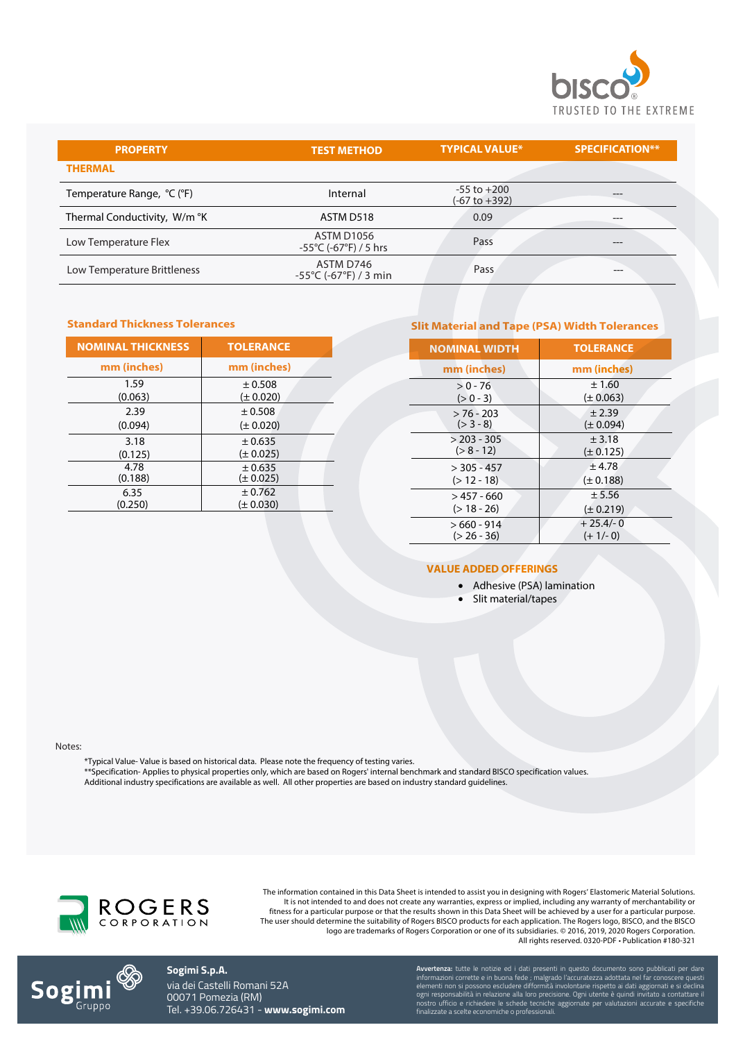bisco® TRUSTED TO THE EXTREME

| PROPERTY | TEST METHOD | TYPICAL VALUE* | SPECIFICATION** |
|---|---|---|---|
| **THERMAL** | | | |
| Temperature Range, °C (°F) | Internal | -55 to +200 (-67 to +392) | --- |
| Thermal Conductivity, W/m °K | ASTM D518 | 0.09 | --- |
| Low Temperature Flex | ASTM D1056 -55°C (-67°F) / 5 hrs | Pass | --- |
| Low Temperature Brittleness | ASTM D746 -55°C (-67°F) / 3 min | Pass | --- |

### Standard Thickness Tolerances

| NOMINAL THICKNESS | TOLERANCE |
|---|---|
| mm (inches) | mm (inches) |
| 1.59 (0.063) | ± 0.508 (± 0.020) |
| 2.39 (0.094) | ± 0.508 (± 0.020) |
| 3.18 (0.125) | ± 0.635 (± 0.025) |
| 4.78 (0.188) | ± 0.635 (± 0.025) |
| 6.35 (0.250) | ± 0.762 (± 0.030) |

### Slit Material and Tape (PSA) Width Tolerances

| NOMINAL WIDTH | TOLERANCE |
|---|---|
| mm (inches) | mm (inches) |
| > 0 - 76 (> 0 - 3) | ± 1.60 (± 0.063) |
| > 76 - 203 (> 3 - 8) | ± 2.39 (± 0.094) |
| > 203 - 305 (> 8 - 12) | ± 3.18 (± 0.125) |
| > 305 - 457 (> 12 - 18) | ± 4.78 (± 0.188) |
| > 457 - 660 (> 18 - 26) | ± 5.56 (± 0.219) |
| > 660 - 914 (> 26 - 36) | + 25.4/- 0 (+ 1/- 0) |

### VALUE ADDED OFFERINGS

- Adhesive (PSA) lamination
- Slit material/tapes

Notes:

*Typical Value- Value is based on historical data. Please note the frequency of testing varies.
**Specification- Applies to physical properties only, which are based on Rogers' internal benchmark and standard BISCO specification values. Additional industry specifications are available as well. All other properties are based on industry standard guidelines.

ROGERS CORPORATION

The information contained in this Data Sheet is intended to assist you in designing with Rogers' Elastomeric Material Solutions. It is not intended to and does not create any warranties, express or implied, including any warranty of merchantability or fitness for a particular purpose or that the results shown in this Data Sheet will be achieved by a user for a particular purpose. The user should determine the suitability of Rogers BISCO products for each application. The Rogers logo, BISCO, and the BISCO logo are trademarks of Rogers Corporation or one of its subsidiaries. © 2016, 2019, 2020 Rogers Corporation. All rights reserved. 0320-PDF • Publication #180-321

Sogimi Gruppo

**Sogimi S.p.A.**
via dei Castelli Romani 52A
00071 Pomezia (RM)
Tel. +39.06.726431 - **www.sogimi.com**

**Avvertenza:** tutte le notizie ed i dati presenti in questo documento sono pubblicati per dare informazioni corrette e in buona fede ; malgrado l'accuratezza adottata nel far conoscere questi elementi non si possono escludere difformità involontarie rispetto ai dati aggiornati e si declina ogni responsabilità in relazione alla loro precisione. Ogni utente è quindi invitato a contattare il nostro ufficio e richiedere le schede tecniche aggiornate per valutazioni accurate e specifiche finalizzate a scelte economiche o professionali.